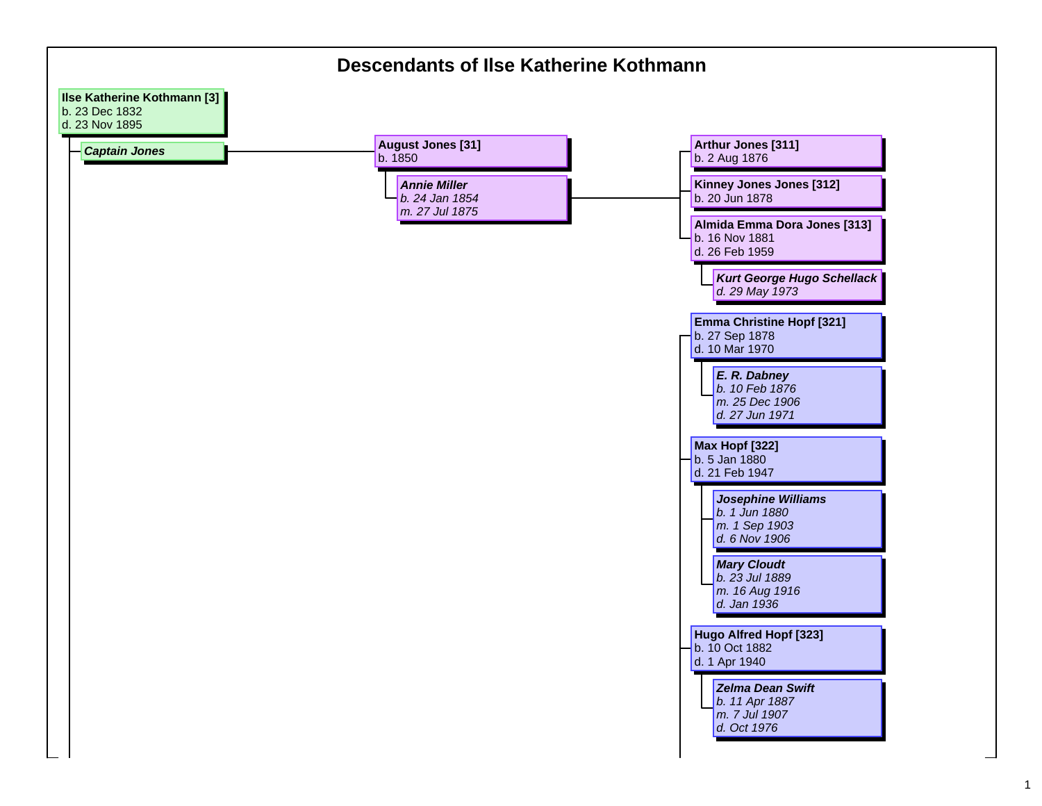# Descendants of Ilse Katherine Kothmann

- **Ilse Katherine Kothmann [3]**
  b. 23 Dec 1832
  d. 23 Nov 1895
  - ***Captain Jones***
  - **August Jones [31]**
    b. 1850
    - ***Annie Miller***
      *b. 24 Jan 1854*
      *m. 27 Jul 1875*
    - **Arthur Jones [311]**
      b. 2 Aug 1876
    - **Kinney Jones Jones [312]**
      b. 20 Jun 1878
    - **Almida Emma Dora Jones [313]**
      b. 16 Nov 1881
      d. 26 Feb 1959
      - ***Kurt George Hugo Schellack***
        *d. 29 May 1973*
  - **Emma Christine Hopf [321]**
    b. 27 Sep 1878
    d. 10 Mar 1970
    - ***E. R. Dabney***
      *b. 10 Feb 1876*
      *m. 25 Dec 1906*
      *d. 27 Jun 1971*
  - **Max Hopf [322]**
    b. 5 Jan 1880
    d. 21 Feb 1947
    - ***Josephine Williams***
      *b. 1 Jun 1880*
      *m. 1 Sep 1903*
      *d. 6 Nov 1906*
    - ***Mary Cloudt***
      *b. 23 Jul 1889*
      *m. 16 Aug 1916*
      *d. Jan 1936*
  - **Hugo Alfred Hopf [323]**
    b. 10 Oct 1882
    d. 1 Apr 1940
    - ***Zelma Dean Swift***
      *b. 11 Apr 1887*
      *m. 7 Jul 1907*
      *d. Oct 1976*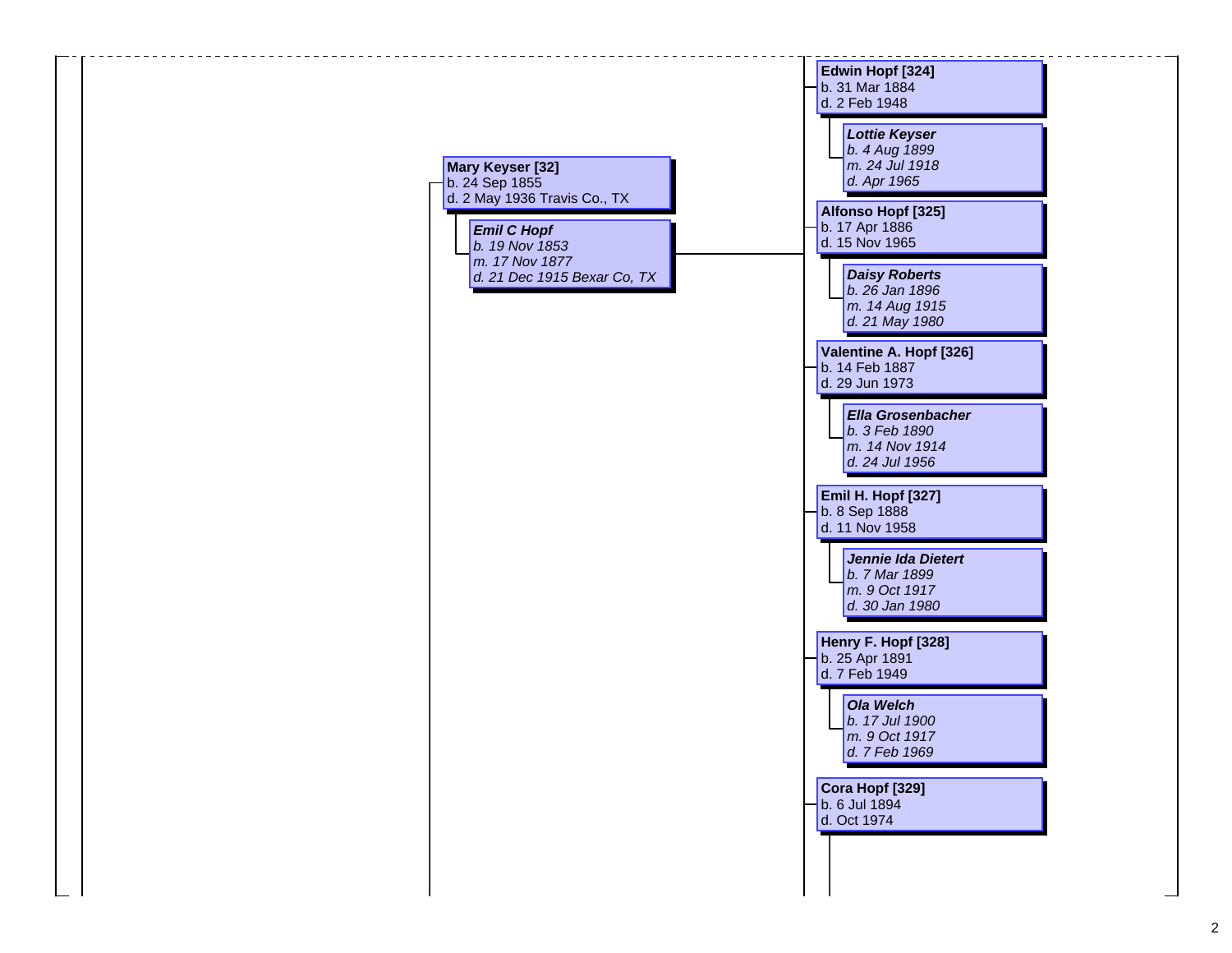**Mary Keyser [32]**
b. 24 Sep 1855
d. 2 May 1936 Travis Co., TX

- ***Emil C Hopf***
  *b. 19 Nov 1853*
  *m. 17 Nov 1877*
  *d. 21 Dec 1915 Bexar Co, TX*

**Edwin Hopf [324]**
b. 31 Mar 1884
d. 2 Feb 1948

- ***Lottie Keyser***
  *b. 4 Aug 1899*
  *m. 24 Jul 1918*
  *d. Apr 1965*

**Alfonso Hopf [325]**
b. 17 Apr 1886
d. 15 Nov 1965

- ***Daisy Roberts***
  *b. 26 Jan 1896*
  *m. 14 Aug 1915*
  *d. 21 May 1980*

**Valentine A. Hopf [326]**
b. 14 Feb 1887
d. 29 Jun 1973

- ***Ella Grosenbacher***
  *b. 3 Feb 1890*
  *m. 14 Nov 1914*
  *d. 24 Jul 1956*

**Emil H. Hopf [327]**
b. 8 Sep 1888
d. 11 Nov 1958

- ***Jennie Ida Dietert***
  *b. 7 Mar 1899*
  *m. 9 Oct 1917*
  *d. 30 Jan 1980*

**Henry F. Hopf [328]**
b. 25 Apr 1891
d. 7 Feb 1949

- ***Ola Welch***
  *b. 17 Jul 1900*
  *m. 9 Oct 1917*
  *d. 7 Feb 1969*

**Cora Hopf [329]**
b. 6 Jul 1894
d. Oct 1974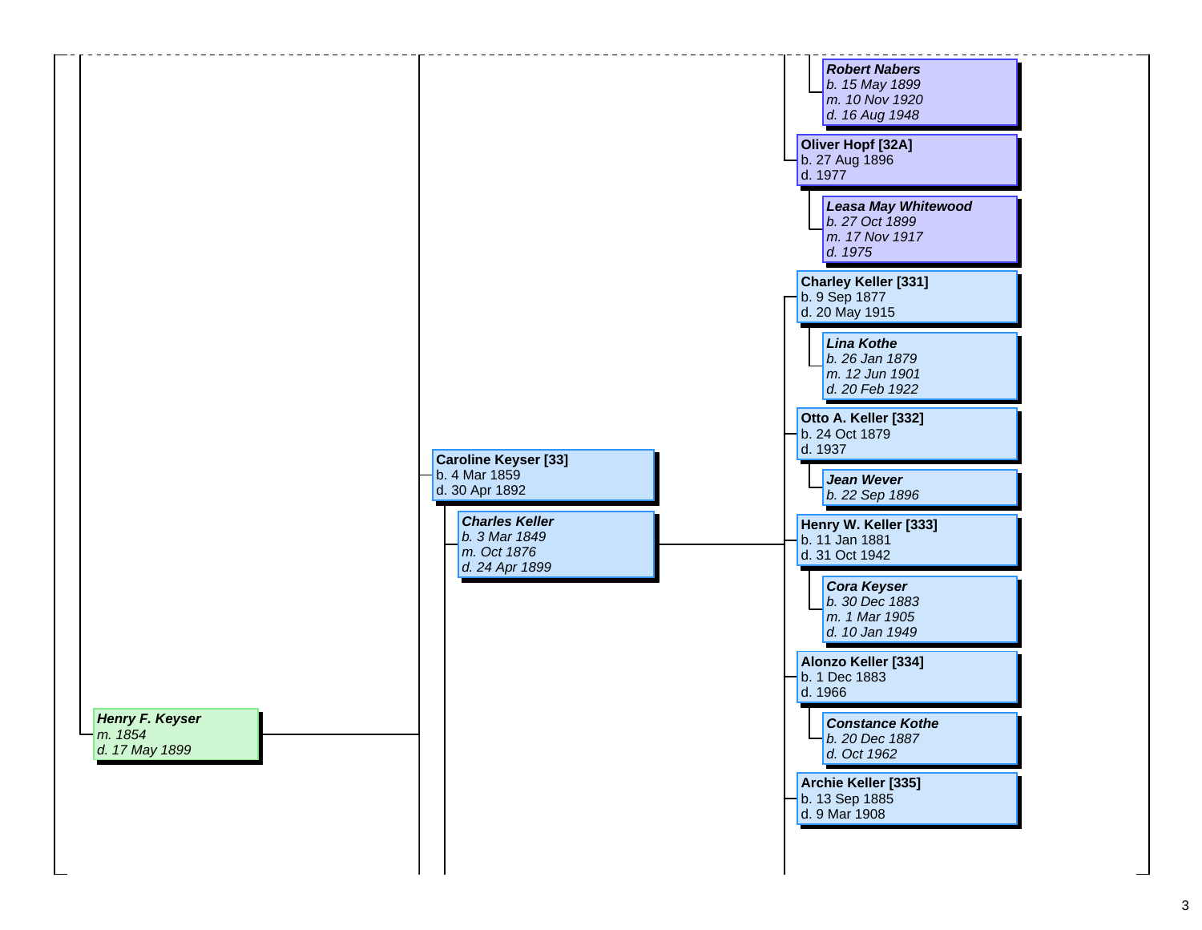***Robert Nabers***
*b. 15 May 1899*
*m. 10 Nov 1920*
*d. 16 Aug 1948*

**Oliver Hopf [32A]**
b. 27 Aug 1896
d. 1977

***Leasa May Whitewood***
*b. 27 Oct 1899*
*m. 17 Nov 1917*
*d. 1975*

**Charley Keller [331]**
b. 9 Sep 1877
d. 20 May 1915

***Lina Kothe***
*b. 26 Jan 1879*
*m. 12 Jun 1901*
*d. 20 Feb 1922*

**Otto A. Keller [332]**
b. 24 Oct 1879
d. 1937

***Jean Wever***
*b. 22 Sep 1896*

**Caroline Keyser [33]**
b. 4 Mar 1859
d. 30 Apr 1892

***Charles Keller***
*b. 3 Mar 1849*
*m. Oct 1876*
*d. 24 Apr 1899*

**Henry W. Keller [333]**
b. 11 Jan 1881
d. 31 Oct 1942

***Cora Keyser***
*b. 30 Dec 1883*
*m. 1 Mar 1905*
*d. 10 Jan 1949*

**Alonzo Keller [334]**
b. 1 Dec 1883
d. 1966

***Henry F. Keyser***
*m. 1854*
*d. 17 May 1899*

***Constance Kothe***
*b. 20 Dec 1887*
*d. Oct 1962*

**Archie Keller [335]**
b. 13 Sep 1885
d. 9 Mar 1908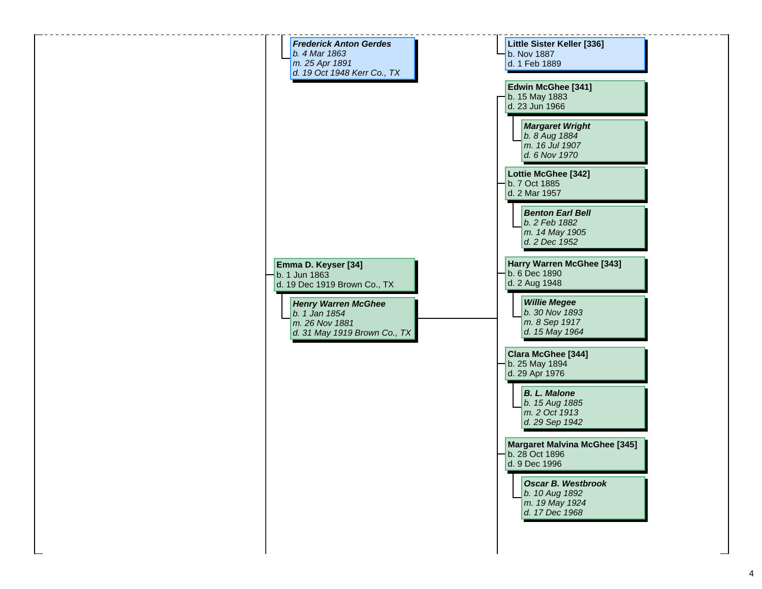***Frederick Anton Gerdes***
*b. 4 Mar 1863*
*m. 25 Apr 1891*
*d. 19 Oct 1948 Kerr Co., TX*

**Little Sister Keller [336]**
b. Nov 1887
d. 1 Feb 1889

**Emma D. Keyser [34]**
b. 1 Jun 1863
d. 19 Dec 1919 Brown Co., TX

***Henry Warren McGhee***
*b. 1 Jan 1854*
*m. 26 Nov 1881*
*d. 31 May 1919 Brown Co., TX*

**Edwin McGhee [341]**
b. 15 May 1883
d. 23 Jun 1966

***Margaret Wright***
*b. 8 Aug 1884*
*m. 16 Jul 1907*
*d. 6 Nov 1970*

**Lottie McGhee [342]**
b. 7 Oct 1885
d. 2 Mar 1957

***Benton Earl Bell***
*b. 2 Feb 1882*
*m. 14 May 1905*
*d. 2 Dec 1952*

**Harry Warren McGhee [343]**
b. 6 Dec 1890
d. 2 Aug 1948

***Willie Megee***
*b. 30 Nov 1893*
*m. 8 Sep 1917*
*d. 15 May 1964*

**Clara McGhee [344]**
b. 25 May 1894
d. 29 Apr 1976

***B. L. Malone***
*b. 15 Aug 1885*
*m. 2 Oct 1913*
*d. 29 Sep 1942*

**Margaret Malvina McGhee [345]**
b. 28 Oct 1896
d. 9 Dec 1996

***Oscar B. Westbrook***
*b. 10 Aug 1892*
*m. 19 May 1924*
*d. 17 Dec 1968*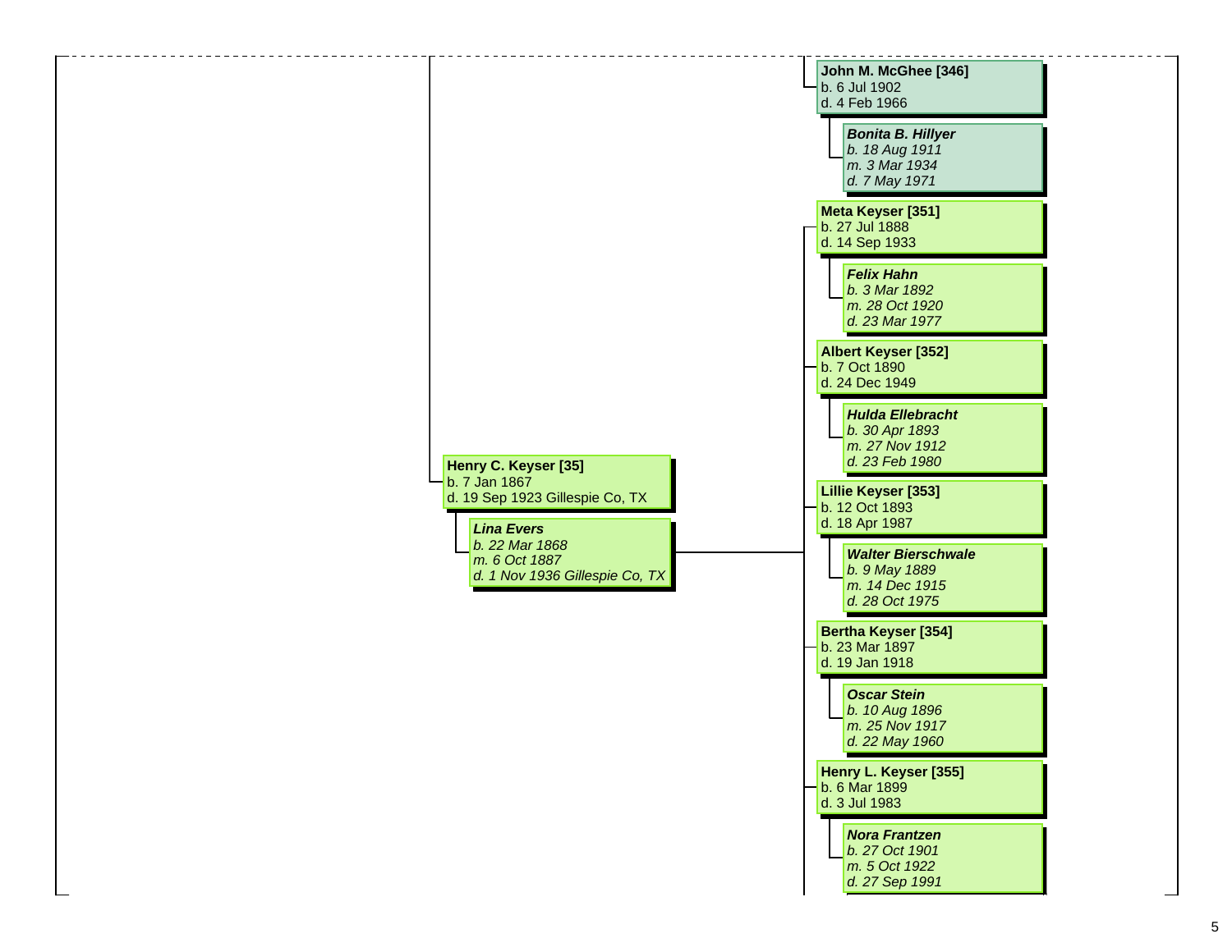**John M. McGhee [346]**
b. 6 Jul 1902
d. 4 Feb 1966

*Bonita B. Hillyer*
*b. 18 Aug 1911*
*m. 3 Mar 1934*
*d. 7 May 1971*

**Henry C. Keyser [35]**
b. 7 Jan 1867
d. 19 Sep 1923 Gillespie Co, TX

*Lina Evers*
*b. 22 Mar 1868*
*m. 6 Oct 1887*
*d. 1 Nov 1936 Gillespie Co, TX*

**Meta Keyser [351]**
b. 27 Jul 1888
d. 14 Sep 1933

*Felix Hahn*
*b. 3 Mar 1892*
*m. 28 Oct 1920*
*d. 23 Mar 1977*

**Albert Keyser [352]**
b. 7 Oct 1890
d. 24 Dec 1949

*Hulda Ellebracht*
*b. 30 Apr 1893*
*m. 27 Nov 1912*
*d. 23 Feb 1980*

**Lillie Keyser [353]**
b. 12 Oct 1893
d. 18 Apr 1987

*Walter Bierschwale*
*b. 9 May 1889*
*m. 14 Dec 1915*
*d. 28 Oct 1975*

**Bertha Keyser [354]**
b. 23 Mar 1897
d. 19 Jan 1918

*Oscar Stein*
*b. 10 Aug 1896*
*m. 25 Nov 1917*
*d. 22 May 1960*

**Henry L. Keyser [355]**
b. 6 Mar 1899
d. 3 Jul 1983

*Nora Frantzen*
*b. 27 Oct 1901*
*m. 5 Oct 1922*
*d. 27 Sep 1991*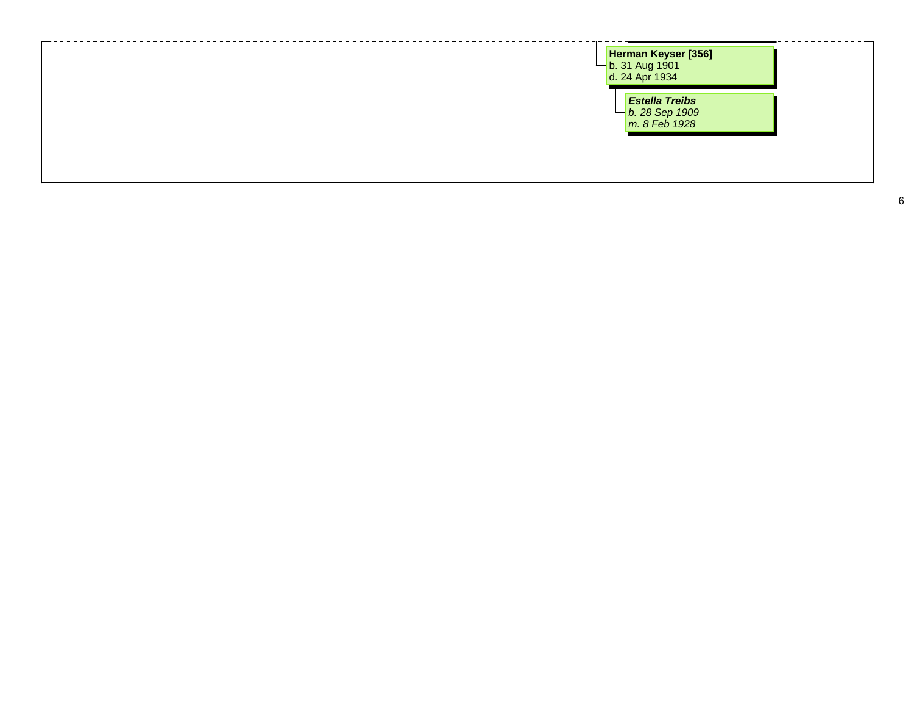**Herman Keyser [356]**
b. 31 Aug 1901
d. 24 Apr 1934

***Estella Treibs***
*b. 28 Sep 1909*
*m. 8 Feb 1928*